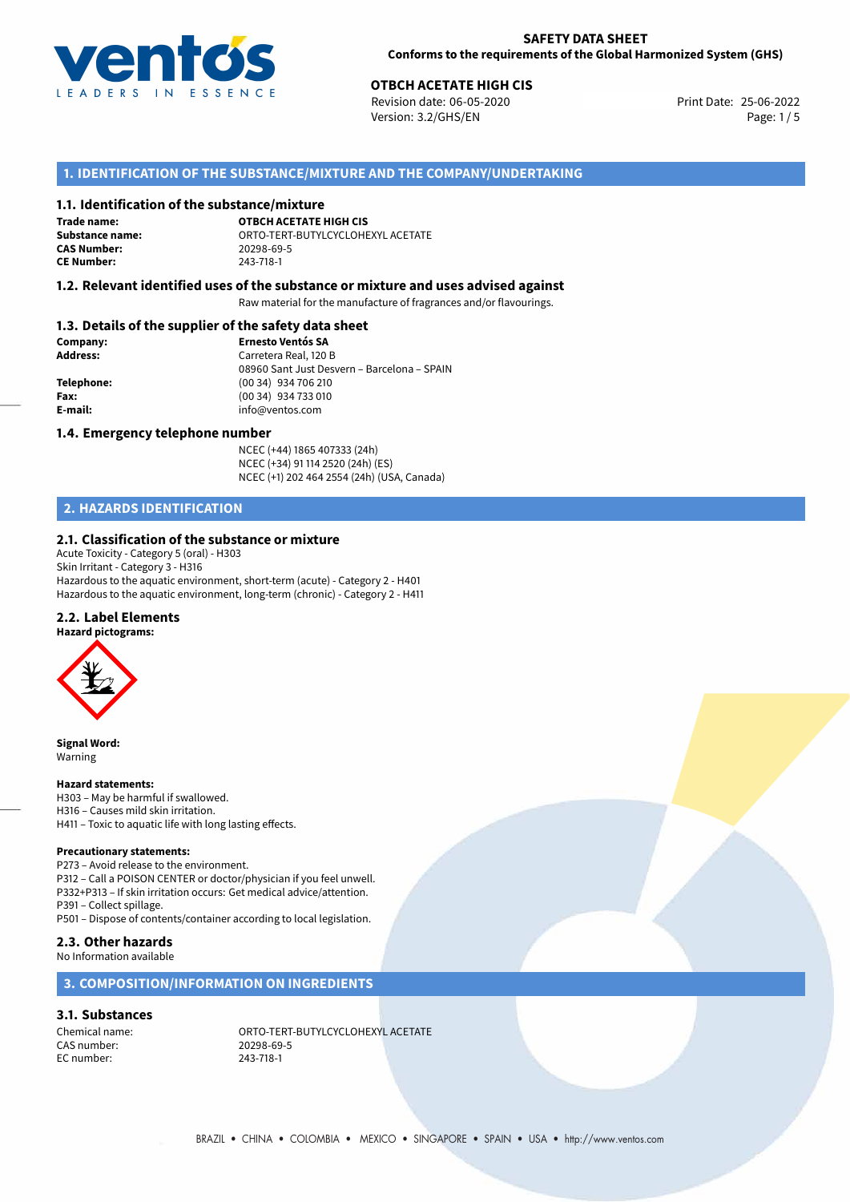**SAFETY DATA SHEET**
**Conforms to the requirements of the Global Harmonized System (GHS)**

**OTBCH ACETATE HIGH CIS**
Revision date: 06-05-2020
Version: 3.2/GHS/EN
Print Date: 25-06-2022

## 1. IDENTIFICATION OF THE SUBSTANCE/MIXTURE AND THE COMPANY/UNDERTAKING

### 1.1. Identification of the substance/mixture

**Trade name:** **OTBCH ACETATE HIGH CIS**
**Substance name:** ORTO-TERT-BUTYLCYCLOHEXYL ACETATE
**CAS Number:** 20298-69-5
**CE Number:** 243-718-1

### 1.2. Relevant identified uses of the substance or mixture and uses advised against

Raw material for the manufacture of fragrances and/or flavourings.

### 1.3. Details of the supplier of the safety data sheet

**Company:** **Ernesto Ventós SA**
**Address:** Carretera Real, 120 B
08960 Sant Just Desvern – Barcelona – SPAIN
**Telephone:** (00 34) 934 706 210
**Fax:** (00 34) 934 733 010
**E-mail:** info@ventos.com

### 1.4. Emergency telephone number

NCEC (+44) 1865 407333 (24h)
NCEC (+34) 91 114 2520 (24h) (ES)
NCEC (+1) 202 464 2554 (24h) (USA, Canada)

## 2. HAZARDS IDENTIFICATION

### 2.1. Classification of the substance or mixture

Acute Toxicity - Category 5 (oral) - H303
Skin Irritant - Category 3 - H316
Hazardous to the aquatic environment, short-term (acute) - Category 2 - H401
Hazardous to the aquatic environment, long-term (chronic) - Category 2 - H411

### 2.2. Label Elements

**Hazard pictograms:**

**Signal Word:**
Warning

**Hazard statements:**
H303 – May be harmful if swallowed.
H316 – Causes mild skin irritation.
H411 – Toxic to aquatic life with long lasting effects.

**Precautionary statements:**
P273 – Avoid release to the environment.
P312 – Call a POISON CENTER or doctor/physician if you feel unwell.
P332+P313 – If skin irritation occurs: Get medical advice/attention.
P391 – Collect spillage.
P501 – Dispose of contents/container according to local legislation.

### 2.3. Other hazards

No Information available

## 3. COMPOSITION/INFORMATION ON INGREDIENTS

### 3.1. Substances

Chemical name: ORTO-TERT-BUTYLCYCLOHEXYL ACETATE
CAS number: 20298-69-5
EC number: 243-718-1

BRAZIL • CHINA • COLOMBIA • MEXICO • SINGAPORE • SPAIN • USA • http://www.ventos.com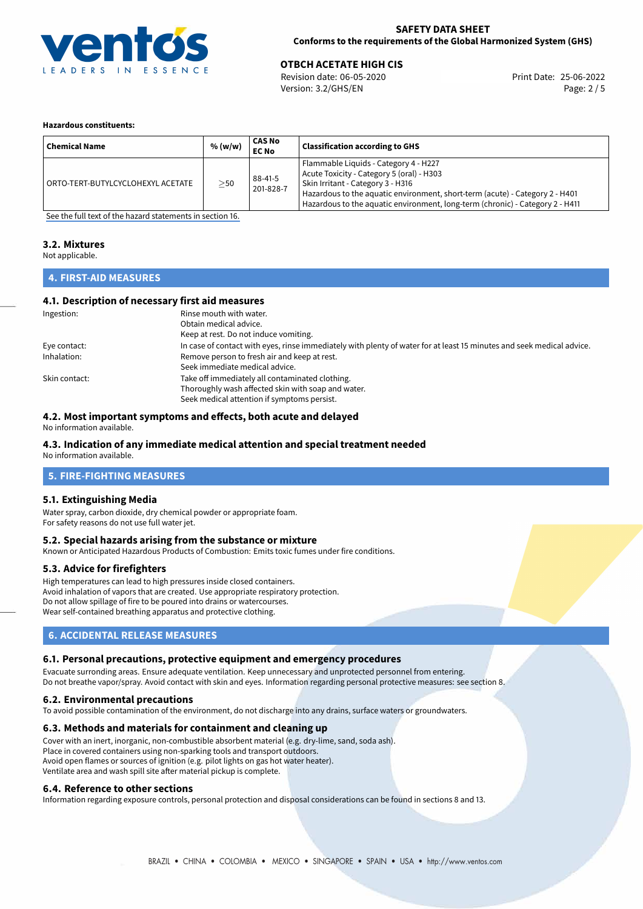**Hazardous constituents:**

| Chemical Name | % (w/w) | CAS No EC No | Classification according to GHS |
| --- | --- | --- | --- |
| ORTO-TERT-BUTYLCYCLOHEXYL ACETATE | ≥50 | 88-41-5 201-828-7 | Flammable Liquids - Category 4 - H227 Acute Toxicity - Category 5 (oral) - H303 Skin Irritant - Category 3 - H316 Hazardous to the aquatic environment, short-term (acute) - Category 2 - H401 Hazardous to the aquatic environment, long-term (chronic) - Category 2 - H411 |

See the full text of the hazard statements in section 16.

### 3.2. Mixtures

Not applicable.

## 4. FIRST-AID MEASURES

### 4.1. Description of necessary first aid measures

Ingestion: Rinse mouth with water.
Obtain medical advice.
Keep at rest. Do not induce vomiting.

Eye contact: In case of contact with eyes, rinse immediately with plenty of water for at least 15 minutes and seek medical advice.

Inhalation: Remove person to fresh air and keep at rest.
Seek immediate medical advice.

Skin contact: Take off immediately all contaminated clothing.
Thoroughly wash affected skin with soap and water.
Seek medical attention if symptoms persist.

### 4.2. Most important symptoms and effects, both acute and delayed

No information available.

### 4.3. Indication of any immediate medical attention and special treatment needed

No information available.

## 5. FIRE-FIGHTING MEASURES

### 5.1. Extinguishing Media

Water spray, carbon dioxide, dry chemical powder or appropriate foam.
For safety reasons do not use full water jet.

### 5.2. Special hazards arising from the substance or mixture

Known or Anticipated Hazardous Products of Combustion: Emits toxic fumes under fire conditions.

### 5.3. Advice for firefighters

High temperatures can lead to high pressures inside closed containers.
Avoid inhalation of vapors that are created. Use appropriate respiratory protection.
Do not allow spillage of fire to be poured into drains or watercourses.
Wear self-contained breathing apparatus and protective clothing.

## 6. ACCIDENTAL RELEASE MEASURES

### 6.1. Personal precautions, protective equipment and emergency procedures

Evacuate surronding areas. Ensure adequate ventilation. Keep unnecessary and unprotected personnel from entering.
Do not breathe vapor/spray. Avoid contact with skin and eyes. Information regarding personal protective measures: see section 8.

### 6.2. Environmental precautions

To avoid possible contamination of the environment, do not discharge into any drains, surface waters or groundwaters.

### 6.3. Methods and materials for containment and cleaning up

Cover with an inert, inorganic, non-combustible absorbent material (e.g. dry-lime, sand, soda ash).
Place in covered containers using non-sparking tools and transport outdoors.
Avoid open flames or sources of ignition (e.g. pilot lights on gas hot water heater).
Ventilate area and wash spill site after material pickup is complete.

### 6.4. Reference to other sections

Information regarding exposure controls, personal protection and disposal considerations can be found in sections 8 and 13.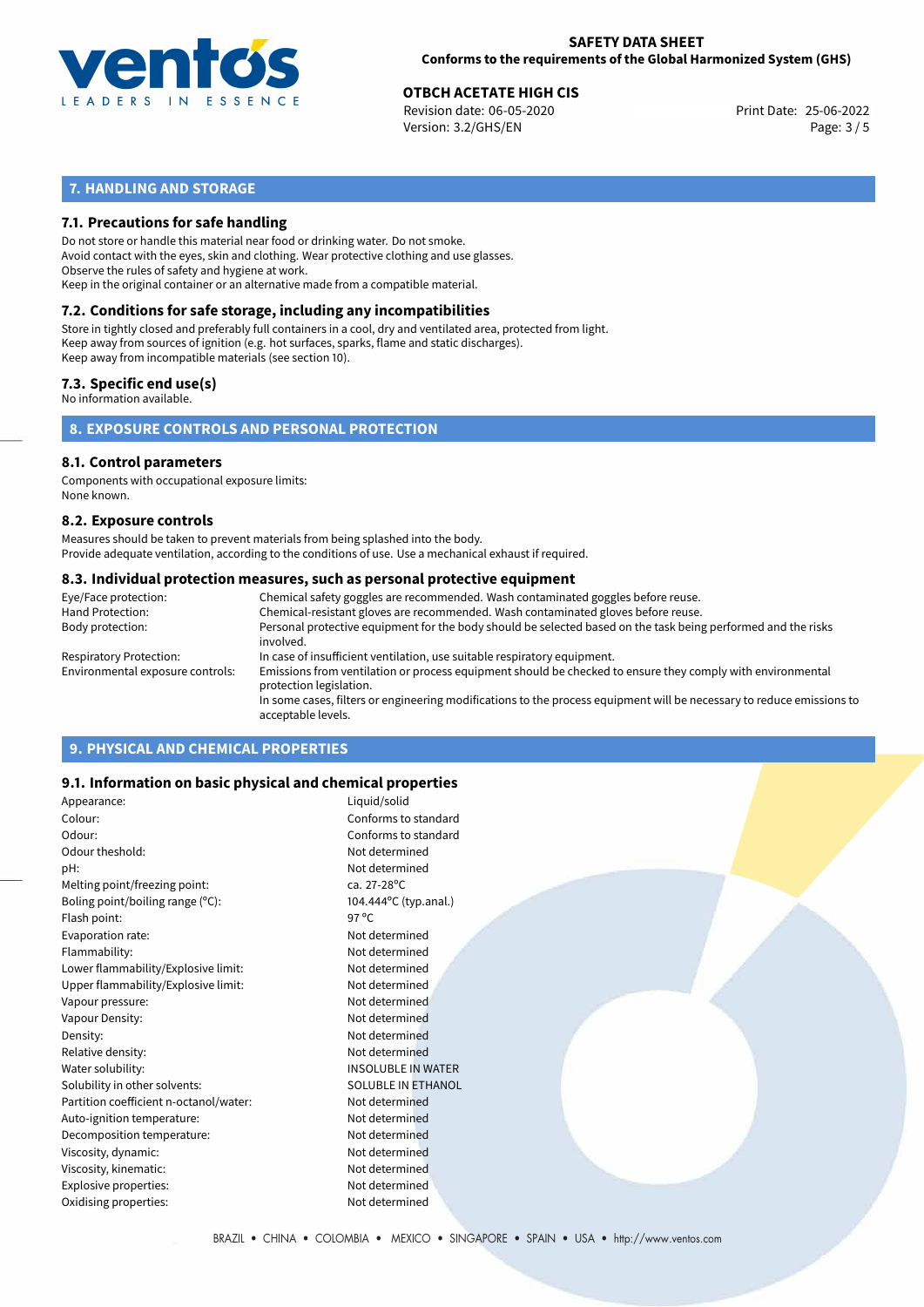## 7. HANDLING AND STORAGE

### 7.1. Precautions for safe handling

Do not store or handle this material near food or drinking water. Do not smoke.
Avoid contact with the eyes, skin and clothing. Wear protective clothing and use glasses.
Observe the rules of safety and hygiene at work.
Keep in the original container or an alternative made from a compatible material.

### 7.2. Conditions for safe storage, including any incompatibilities

Store in tightly closed and preferably full containers in a cool, dry and ventilated area, protected from light.
Keep away from sources of ignition (e.g. hot surfaces, sparks, flame and static discharges).
Keep away from incompatible materials (see section 10).

### 7.3. Specific end use(s)

No information available.

## 8. EXPOSURE CONTROLS AND PERSONAL PROTECTION

### 8.1. Control parameters

Components with occupational exposure limits:
None known.

### 8.2. Exposure controls

Measures should be taken to prevent materials from being splashed into the body.
Provide adequate ventilation, according to the conditions of use. Use a mechanical exhaust if required.

### 8.3. Individual protection measures, such as personal protective equipment

| | |
|---|---|
| Eye/Face protection: | Chemical safety goggles are recommended. Wash contaminated goggles before reuse. |
| Hand Protection: | Chemical-resistant gloves are recommended. Wash contaminated gloves before reuse. |
| Body protection: | Personal protective equipment for the body should be selected based on the task being performed and the risks involved. |
| Respiratory Protection: | In case of insufficient ventilation, use suitable respiratory equipment. |
| Environmental exposure controls: | Emissions from ventilation or process equipment should be checked to ensure they comply with environmental protection legislation. In some cases, filters or engineering modifications to the process equipment will be necessary to reduce emissions to acceptable levels. |

## 9. PHYSICAL AND CHEMICAL PROPERTIES

### 9.1. Information on basic physical and chemical properties

| | |
|---|---|
| Appearance: | Liquid/solid |
| Colour: | Conforms to standard |
| Odour: | Conforms to standard |
| Odour theshold: | Not determined |
| pH: | Not determined |
| Melting point/freezing point: | ca. 27-28°C |
| Boling point/boiling range (°C): | 104.444°C (typ.anal.) |
| Flash point: | 97 °C |
| Evaporation rate: | Not determined |
| Flammability: | Not determined |
| Lower flammability/Explosive limit: | Not determined |
| Upper flammability/Explosive limit: | Not determined |
| Vapour pressure: | Not determined |
| Vapour Density: | Not determined |
| Density: | Not determined |
| Relative density: | Not determined |
| Water solubility: | INSOLUBLE IN WATER |
| Solubility in other solvents: | SOLUBLE IN ETHANOL |
| Partition coefficient n-octanol/water: | Not determined |
| Auto-ignition temperature: | Not determined |
| Decomposition temperature: | Not determined |
| Viscosity, dynamic: | Not determined |
| Viscosity, kinematic: | Not determined |
| Explosive properties: | Not determined |
| Oxidising properties: | Not determined |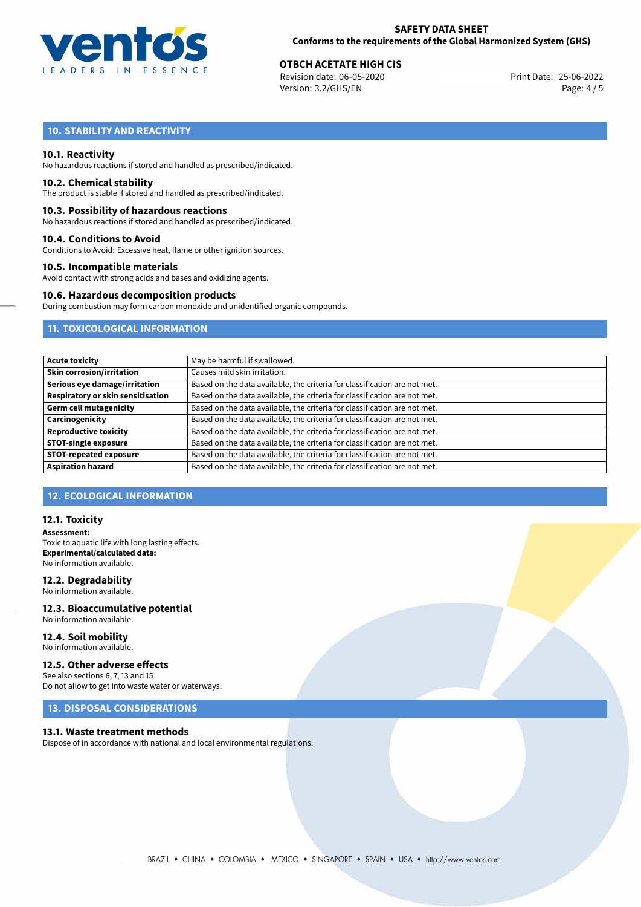## 10. STABILITY AND REACTIVITY

### 10.1. Reactivity

No hazardous reactions if stored and handled as prescribed/indicated.

### 10.2. Chemical stability

The product is stable if stored and handled as prescribed/indicated.

### 10.3. Possibility of hazardous reactions

No hazardous reactions if stored and handled as prescribed/indicated.

### 10.4. Conditions to Avoid

Conditions to Avoid: Excessive heat, flame or other ignition sources.

### 10.5. Incompatible materials

Avoid contact with strong acids and bases and oxidizing agents.

### 10.6. Hazardous decomposition products

During combustion may form carbon monoxide and unidentified organic compounds.

## 11. TOXICOLOGICAL INFORMATION

| | |
|---|---|
| **Acute toxicity** | May be harmful if swallowed. |
| **Skin corrosion/irritation** | Causes mild skin irritation. |
| **Serious eye damage/irritation** | Based on the data available, the criteria for classification are not met. |
| **Respiratory or skin sensitisation** | Based on the data available, the criteria for classification are not met. |
| **Germ cell mutagenicity** | Based on the data available, the criteria for classification are not met. |
| **Carcinogenicity** | Based on the data available, the criteria for classification are not met. |
| **Reproductive toxicity** | Based on the data available, the criteria for classification are not met. |
| **STOT-single exposure** | Based on the data available, the criteria for classification are not met. |
| **STOT-repeated exposure** | Based on the data available, the criteria for classification are not met. |
| **Aspiration hazard** | Based on the data available, the criteria for classification are not met. |

## 12. ECOLOGICAL INFORMATION

### 12.1. Toxicity

**Assessment:**
Toxic to aquatic life with long lasting effects.
**Experimental/calculated data:**
No information available.

### 12.2. Degradability

No information available.

### 12.3. Bioaccumulative potential

No information available.

### 12.4. Soil mobility

No information available.

### 12.5. Other adverse effects

See also sections 6, 7, 13 and 15
Do not allow to get into waste water or waterways.

## 13. DISPOSAL CONSIDERATIONS

### 13.1. Waste treatment methods

Dispose of in accordance with national and local environmental regulations.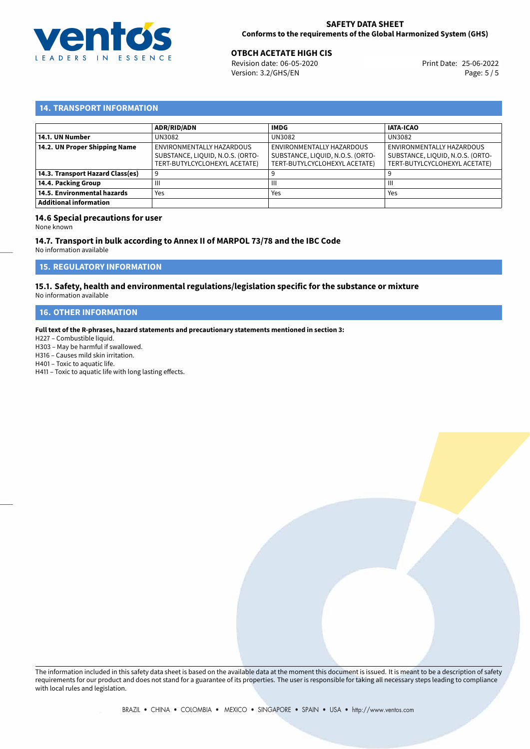## 14. TRANSPORT INFORMATION

| | ADR/RID/ADN | IMDG | IATA-ICAO |
|---|---|---|---|
| **14.1. UN Number** | UN3082 | UN3082 | UN3082 |
| **14.2. UN Proper Shipping Name** | ENVIRONMENTALLY HAZARDOUS SUBSTANCE, LIQUID, N.O.S. (ORTO-TERT-BUTYLCYCLOHEXYL ACETATE) | ENVIRONMENTALLY HAZARDOUS SUBSTANCE, LIQUID, N.O.S. (ORTO-TERT-BUTYLCYCLOHEXYL ACETATE) | ENVIRONMENTALLY HAZARDOUS SUBSTANCE, LIQUID, N.O.S. (ORTO-TERT-BUTYLCYCLOHEXYL ACETATE) |
| **14.3. Transport Hazard Class(es)** | 9 | 9 | 9 |
| **14.4. Packing Group** | III | III | III |
| **14.5. Environmental hazards** | Yes | Yes | Yes |
| **Additional information** | | | |

### 14.6 Special precautions for user

None known

### 14.7. Transport in bulk according to Annex II of MARPOL 73/78 and the IBC Code

No information available

## 15. REGULATORY INFORMATION

### 15.1. Safety, health and environmental regulations/legislation specific for the substance or mixture

No information available

## 16. OTHER INFORMATION

**Full text of the R-phrases, hazard statements and precautionary statements mentioned in section 3:**

H227 – Combustible liquid.
H303 – May be harmful if swallowed.
H316 – Causes mild skin irritation.
H401 – Toxic to aquatic life.
H411 – Toxic to aquatic life with long lasting effects.

The information included in this safety data sheet is based on the available data at the moment this document is issued. It is meant to be a description of safety requirements for our product and does not stand for a guarantee of its properties. The user is responsible for taking all necessary steps leading to compliance with local rules and legislation.